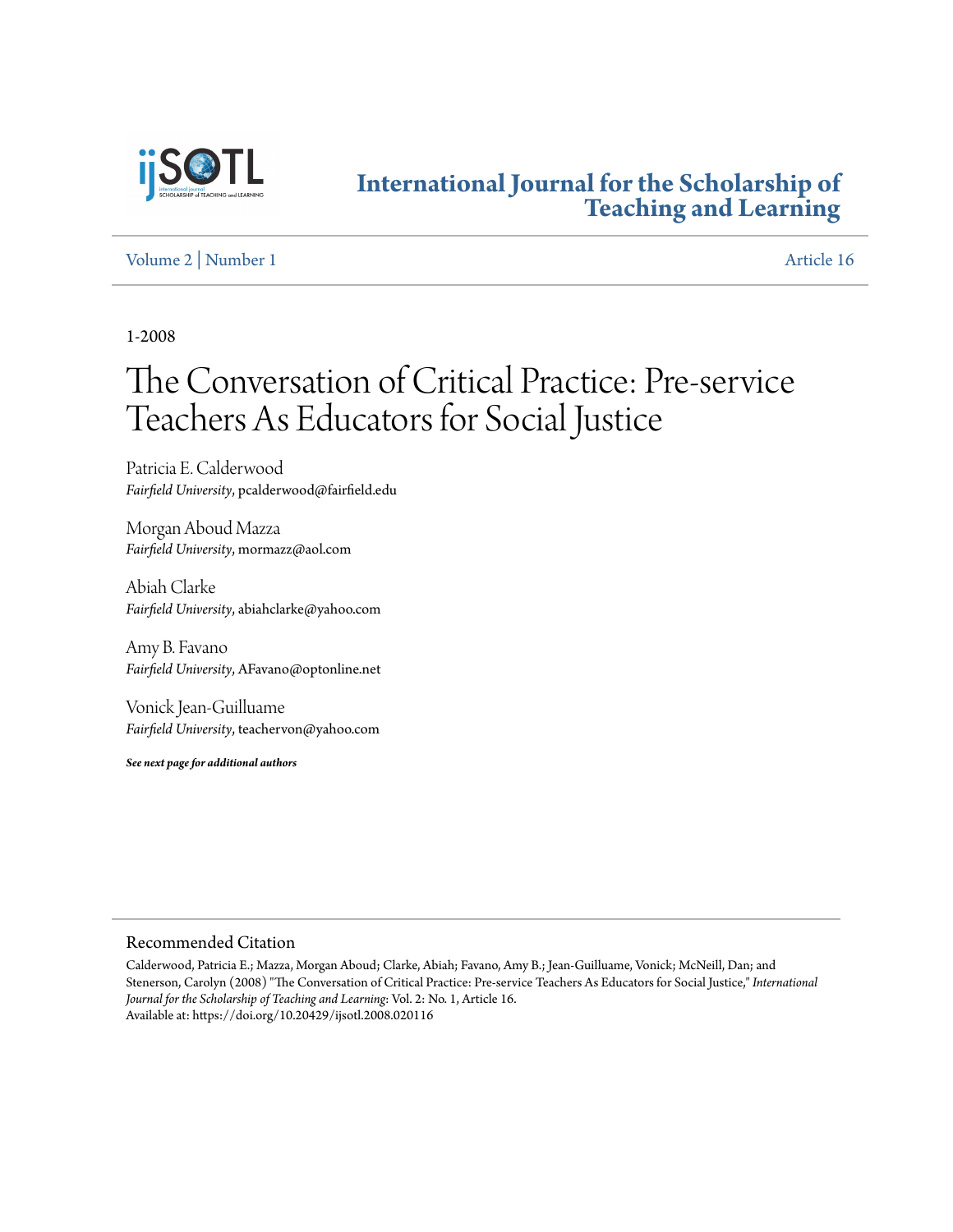# International Journal for the Scholarship of Teaching and Learning

Volume 2 | Number 1 — Article 16

1-2008

# The Conversation of Critical Practice: Pre-service Teachers As Educators for Social Justice

Patricia E. Calderwood
*Fairfield University*, pcalderwood@fairfield.edu

Morgan Aboud Mazza
*Fairfield University*, mormazz@aol.com

Abiah Clarke
*Fairfield University*, abiahclarke@yahoo.com

Amy B. Favano
*Fairfield University*, AFavano@optonline.net

Vonick Jean-Guilluame
*Fairfield University*, teachervon@yahoo.com

***See next page for additional authors***

## Recommended Citation

Calderwood, Patricia E.; Mazza, Morgan Aboud; Clarke, Abiah; Favano, Amy B.; Jean-Guilluame, Vonick; McNeill, Dan; and Stenerson, Carolyn (2008) "The Conversation of Critical Practice: Pre-service Teachers As Educators for Social Justice," *International Journal for the Scholarship of Teaching and Learning*: Vol. 2: No. 1, Article 16.
Available at: https://doi.org/10.20429/ijsotl.2008.020116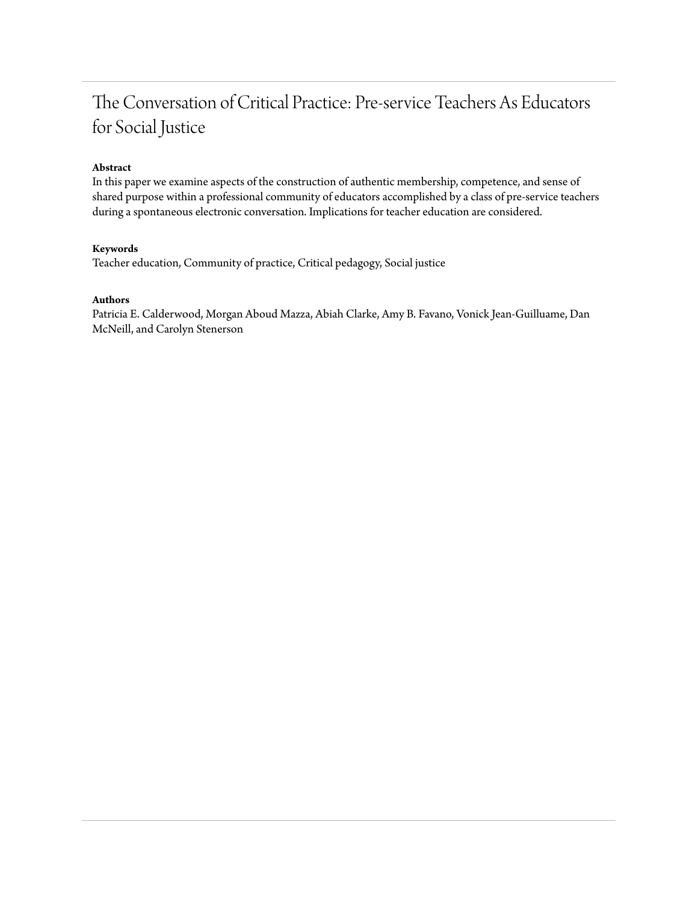# The Conversation of Critical Practice: Pre-service Teachers As Educators for Social Justice

**Abstract**

In this paper we examine aspects of the construction of authentic membership, competence, and sense of shared purpose within a professional community of educators accomplished by a class of pre-service teachers during a spontaneous electronic conversation. Implications for teacher education are considered.

**Keywords**

Teacher education, Community of practice, Critical pedagogy, Social justice

**Authors**

Patricia E. Calderwood, Morgan Aboud Mazza, Abiah Clarke, Amy B. Favano, Vonick Jean-Guilluame, Dan McNeill, and Carolyn Stenerson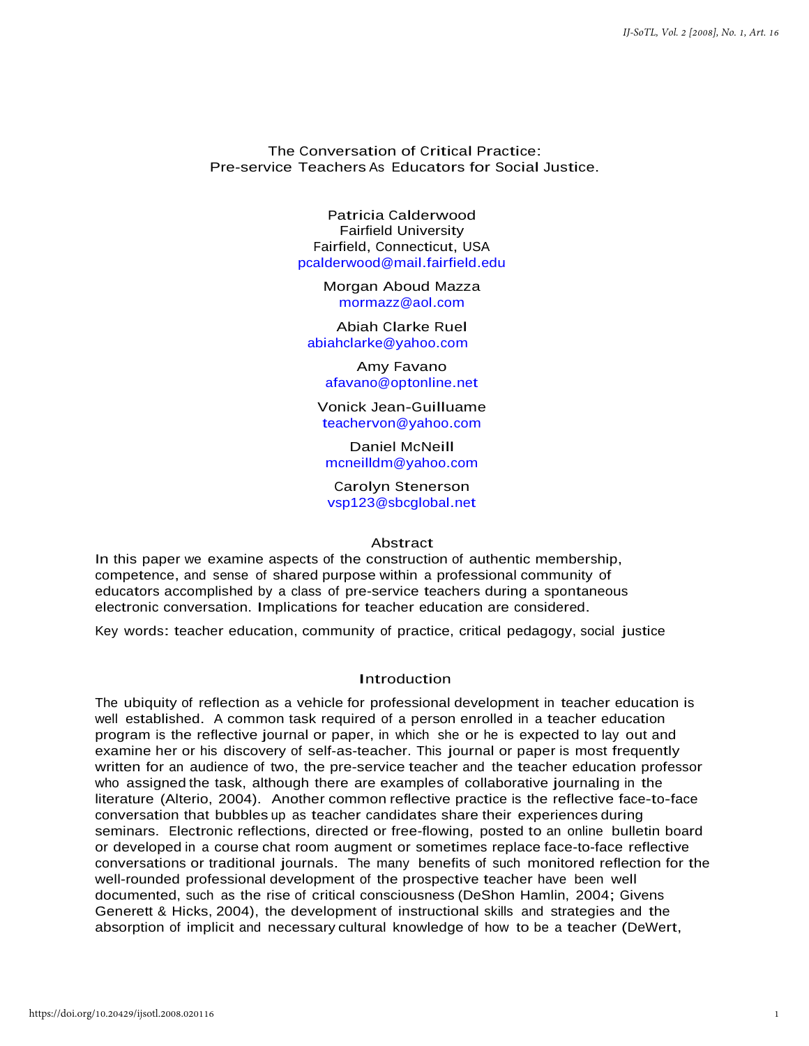# The Conversation of Critical Practice: Pre-service Teachers As Educators for Social Justice.

Patricia Calderwood
Fairfield University
Fairfield, Connecticut, USA
pcalderwood@mail.fairfield.edu

Morgan Aboud Mazza
mormazz@aol.com

Abiah Clarke Ruel
abiahclarke@yahoo.com

Amy Favano
afavano@optonline.net

Vonick Jean-Guilluame
teachervon@yahoo.com

Daniel McNeill
mcneilldm@yahoo.com

Carolyn Stenerson
vsp123@sbcglobal.net

## Abstract

In this paper we examine aspects of the construction of authentic membership, competence, and sense of shared purpose within a professional community of educators accomplished by a class of pre-service teachers during a spontaneous electronic conversation. Implications for teacher education are considered.

Key words: teacher education, community of practice, critical pedagogy, social justice

## Introduction

The ubiquity of reflection as a vehicle for professional development in teacher education is well established. A common task required of a person enrolled in a teacher education program is the reflective journal or paper, in which she or he is expected to lay out and examine her or his discovery of self-as-teacher. This journal or paper is most frequently written for an audience of two, the pre-service teacher and the teacher education professor who assigned the task, although there are examples of collaborative journaling in the literature (Alterio, 2004). Another common reflective practice is the reflective face-to-face conversation that bubbles up as teacher candidates share their experiences during seminars. Electronic reflections, directed or free-flowing, posted to an online bulletin board or developed in a course chat room augment or sometimes replace face-to-face reflective conversations or traditional journals. The many benefits of such monitored reflection for the well-rounded professional development of the prospective teacher have been well documented, such as the rise of critical consciousness (DeShon Hamlin, 2004; Givens Generett & Hicks, 2004), the development of instructional skills and strategies and the absorption of implicit and necessary cultural knowledge of how to be a teacher (DeWert,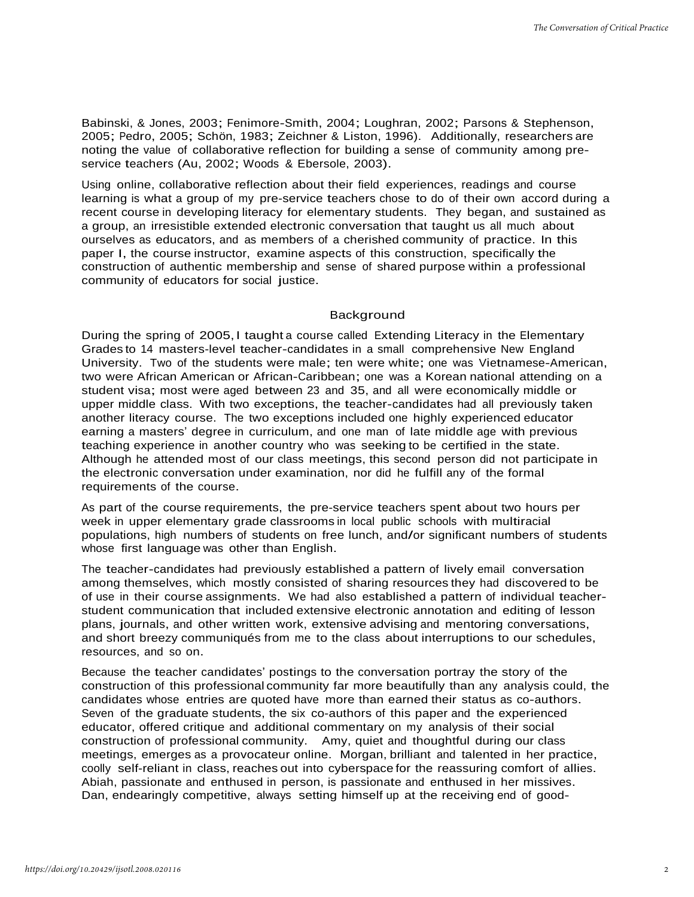Babinski, & Jones, 2003; Fenimore-Smith, 2004; Loughran, 2002; Parsons & Stephenson, 2005; Pedro, 2005; Schön, 1983; Zeichner & Liston, 1996). Additionally, researchers are noting the value of collaborative reflection for building a sense of community among pre-service teachers (Au, 2002; Woods & Ebersole, 2003).

Using online, collaborative reflection about their field experiences, readings and course learning is what a group of my pre-service teachers chose to do of their own accord during a recent course in developing literacy for elementary students. They began, and sustained as a group, an irresistible extended electronic conversation that taught us all much about ourselves as educators, and as members of a cherished community of practice. In this paper I, the course instructor, examine aspects of this construction, specifically the construction of authentic membership and sense of shared purpose within a professional community of educators for social justice.

## Background

During the spring of 2005, I taught a course called Extending Literacy in the Elementary Grades to 14 masters-level teacher-candidates in a small comprehensive New England University. Two of the students were male; ten were white; one was Vietnamese-American, two were African American or African-Caribbean; one was a Korean national attending on a student visa; most were aged between 23 and 35, and all were economically middle or upper middle class. With two exceptions, the teacher-candidates had all previously taken another literacy course. The two exceptions included one highly experienced educator earning a masters' degree in curriculum, and one man of late middle age with previous teaching experience in another country who was seeking to be certified in the state. Although he attended most of our class meetings, this second person did not participate in the electronic conversation under examination, nor did he fulfill any of the formal requirements of the course.

As part of the course requirements, the pre-service teachers spent about two hours per week in upper elementary grade classrooms in local public schools with multiracial populations, high numbers of students on free lunch, and/or significant numbers of students whose first language was other than English.

The teacher-candidates had previously established a pattern of lively email conversation among themselves, which mostly consisted of sharing resources they had discovered to be of use in their course assignments. We had also established a pattern of individual teacher-student communication that included extensive electronic annotation and editing of lesson plans, journals, and other written work, extensive advising and mentoring conversations, and short breezy communiqués from me to the class about interruptions to our schedules, resources, and so on.

Because the teacher candidates' postings to the conversation portray the story of the construction of this professional community far more beautifully than any analysis could, the candidates whose entries are quoted have more than earned their status as co-authors. Seven of the graduate students, the six co-authors of this paper and the experienced educator, offered critique and additional commentary on my analysis of their social construction of professional community. Amy, quiet and thoughtful during our class meetings, emerges as a provocateur online. Morgan, brilliant and talented in her practice, coolly self-reliant in class, reaches out into cyberspace for the reassuring comfort of allies. Abiah, passionate and enthused in person, is passionate and enthused in her missives. Dan, endearingly competitive, always setting himself up at the receiving end of good-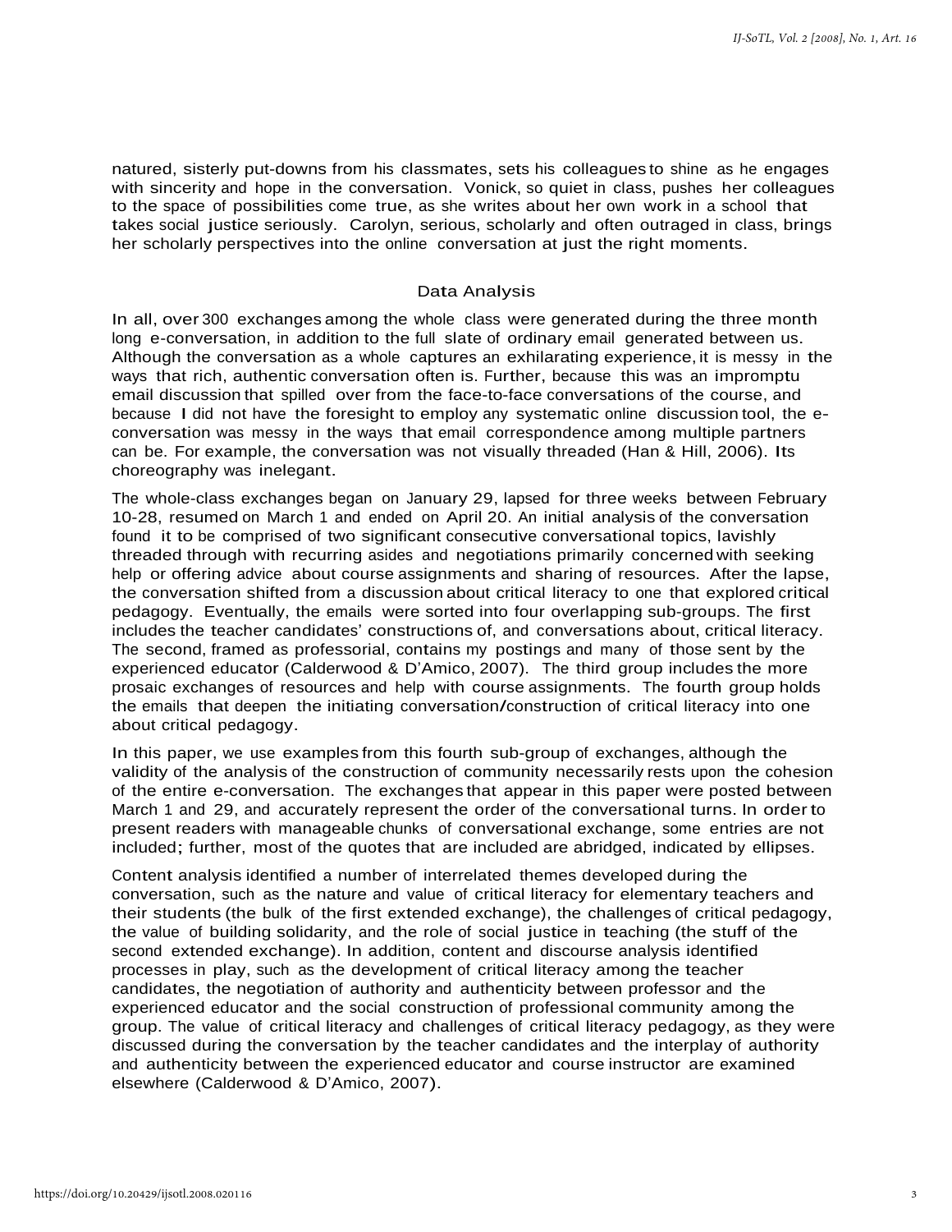natured, sisterly put-downs from his classmates, sets his colleagues to shine as he engages with sincerity and hope in the conversation. Vonick, so quiet in class, pushes her colleagues to the space of possibilities come true, as she writes about her own work in a school that takes social justice seriously. Carolyn, serious, scholarly and often outraged in class, brings her scholarly perspectives into the online conversation at just the right moments.

## Data Analysis

In all, over 300 exchanges among the whole class were generated during the three month long e-conversation, in addition to the full slate of ordinary email generated between us. Although the conversation as a whole captures an exhilarating experience, it is messy in the ways that rich, authentic conversation often is. Further, because this was an impromptu email discussion that spilled over from the face-to-face conversations of the course, and because I did not have the foresight to employ any systematic online discussion tool, the e-conversation was messy in the ways that email correspondence among multiple partners can be. For example, the conversation was not visually threaded (Han & Hill, 2006). Its choreography was inelegant.

The whole-class exchanges began on January 29, lapsed for three weeks between February 10-28, resumed on March 1 and ended on April 20. An initial analysis of the conversation found it to be comprised of two significant consecutive conversational topics, lavishly threaded through with recurring asides and negotiations primarily concerned with seeking help or offering advice about course assignments and sharing of resources. After the lapse, the conversation shifted from a discussion about critical literacy to one that explored critical pedagogy. Eventually, the emails were sorted into four overlapping sub-groups. The first includes the teacher candidates' constructions of, and conversations about, critical literacy. The second, framed as professorial, contains my postings and many of those sent by the experienced educator (Calderwood & D'Amico, 2007). The third group includes the more prosaic exchanges of resources and help with course assignments. The fourth group holds the emails that deepen the initiating conversation/construction of critical literacy into one about critical pedagogy.

In this paper, we use examples from this fourth sub-group of exchanges, although the validity of the analysis of the construction of community necessarily rests upon the cohesion of the entire e-conversation. The exchanges that appear in this paper were posted between March 1 and 29, and accurately represent the order of the conversational turns. In order to present readers with manageable chunks of conversational exchange, some entries are not included; further, most of the quotes that are included are abridged, indicated by ellipses.

Content analysis identified a number of interrelated themes developed during the conversation, such as the nature and value of critical literacy for elementary teachers and their students (the bulk of the first extended exchange), the challenges of critical pedagogy, the value of building solidarity, and the role of social justice in teaching (the stuff of the second extended exchange). In addition, content and discourse analysis identified processes in play, such as the development of critical literacy among the teacher candidates, the negotiation of authority and authenticity between professor and the experienced educator and the social construction of professional community among the group. The value of critical literacy and challenges of critical literacy pedagogy, as they were discussed during the conversation by the teacher candidates and the interplay of authority and authenticity between the experienced educator and course instructor are examined elsewhere (Calderwood & D'Amico, 2007).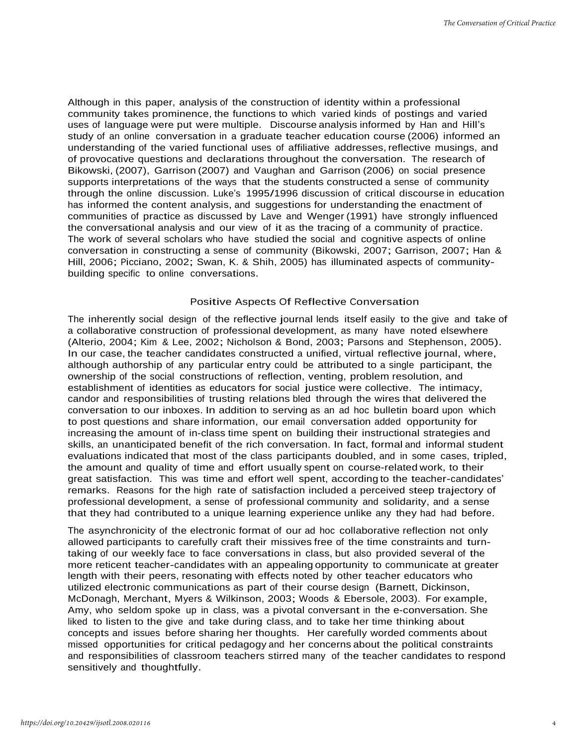Although in this paper, analysis of the construction of identity within a professional community takes prominence, the functions to which varied kinds of postings and varied uses of language were put were multiple. Discourse analysis informed by Han and Hill's study of an online conversation in a graduate teacher education course (2006) informed an understanding of the varied functional uses of affiliative addresses, reflective musings, and of provocative questions and declarations throughout the conversation. The research of Bikowski, (2007), Garrison (2007) and Vaughan and Garrison (2006) on social presence supports interpretations of the ways that the students constructed a sense of community through the online discussion. Luke's 1995/1996 discussion of critical discourse in education has informed the content analysis, and suggestions for understanding the enactment of communities of practice as discussed by Lave and Wenger (1991) have strongly influenced the conversational analysis and our view of it as the tracing of a community of practice. The work of several scholars who have studied the social and cognitive aspects of online conversation in constructing a sense of community (Bikowski, 2007; Garrison, 2007; Han & Hill, 2006; Picciano, 2002; Swan, K. & Shih, 2005) has illuminated aspects of community-building specific to online conversations.

## Positive Aspects Of Reflective Conversation

The inherently social design of the reflective journal lends itself easily to the give and take of a collaborative construction of professional development, as many have noted elsewhere (Alterio, 2004; Kim & Lee, 2002; Nicholson & Bond, 2003; Parsons and Stephenson, 2005). In our case, the teacher candidates constructed a unified, virtual reflective journal, where, although authorship of any particular entry could be attributed to a single participant, the ownership of the social constructions of reflection, venting, problem resolution, and establishment of identities as educators for social justice were collective. The intimacy, candor and responsibilities of trusting relations bled through the wires that delivered the conversation to our inboxes. In addition to serving as an ad hoc bulletin board upon which to post questions and share information, our email conversation added opportunity for increasing the amount of in-class time spent on building their instructional strategies and skills, an unanticipated benefit of the rich conversation. In fact, formal and informal student evaluations indicated that most of the class participants doubled, and in some cases, tripled, the amount and quality of time and effort usually spent on course-related work, to their great satisfaction. This was time and effort well spent, according to the teacher-candidates' remarks. Reasons for the high rate of satisfaction included a perceived steep trajectory of professional development, a sense of professional community and solidarity, and a sense that they had contributed to a unique learning experience unlike any they had had before.

The asynchronicity of the electronic format of our ad hoc collaborative reflection not only allowed participants to carefully craft their missives free of the time constraints and turn-taking of our weekly face to face conversations in class, but also provided several of the more reticent teacher-candidates with an appealing opportunity to communicate at greater length with their peers, resonating with effects noted by other teacher educators who utilized electronic communications as part of their course design (Barnett, Dickinson, McDonagh, Merchant, Myers & Wilkinson, 2003; Woods & Ebersole, 2003). For example, Amy, who seldom spoke up in class, was a pivotal conversant in the e-conversation. She liked to listen to the give and take during class, and to take her time thinking about concepts and issues before sharing her thoughts. Her carefully worded comments about missed opportunities for critical pedagogy and her concerns about the political constraints and responsibilities of classroom teachers stirred many of the teacher candidates to respond sensitively and thoughtfully.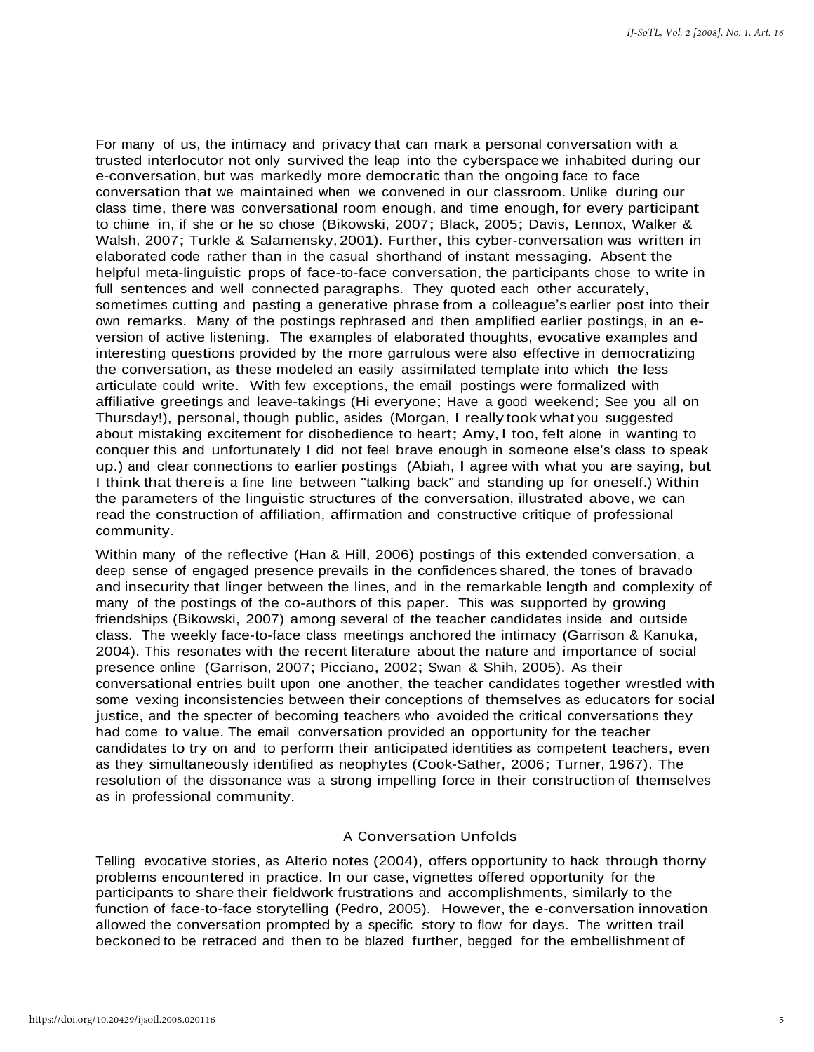For many of us, the intimacy and privacy that can mark a personal conversation with a trusted interlocutor not only survived the leap into the cyberspace we inhabited during our e-conversation, but was markedly more democratic than the ongoing face to face conversation that we maintained when we convened in our classroom. Unlike during our class time, there was conversational room enough, and time enough, for every participant to chime in, if she or he so chose (Bikowski, 2007; Black, 2005; Davis, Lennox, Walker & Walsh, 2007; Turkle & Salamensky, 2001). Further, this cyber-conversation was written in elaborated code rather than in the casual shorthand of instant messaging. Absent the helpful meta-linguistic props of face-to-face conversation, the participants chose to write in full sentences and well connected paragraphs. They quoted each other accurately, sometimes cutting and pasting a generative phrase from a colleague's earlier post into their own remarks. Many of the postings rephrased and then amplified earlier postings, in an e-version of active listening. The examples of elaborated thoughts, evocative examples and interesting questions provided by the more garrulous were also effective in democratizing the conversation, as these modeled an easily assimilated template into which the less articulate could write. With few exceptions, the email postings were formalized with affiliative greetings and leave-takings (Hi everyone; Have a good weekend; See you all on Thursday!), personal, though public, asides (Morgan, I really took what you suggested about mistaking excitement for disobedience to heart; Amy, I too, felt alone in wanting to conquer this and unfortunately I did not feel brave enough in someone else's class to speak up.) and clear connections to earlier postings (Abiah, I agree with what you are saying, but I think that there is a fine line between "talking back" and standing up for oneself.) Within the parameters of the linguistic structures of the conversation, illustrated above, we can read the construction of affiliation, affirmation and constructive critique of professional community.

Within many of the reflective (Han & Hill, 2006) postings of this extended conversation, a deep sense of engaged presence prevails in the confidences shared, the tones of bravado and insecurity that linger between the lines, and in the remarkable length and complexity of many of the postings of the co-authors of this paper. This was supported by growing friendships (Bikowski, 2007) among several of the teacher candidates inside and outside class. The weekly face-to-face class meetings anchored the intimacy (Garrison & Kanuka, 2004). This resonates with the recent literature about the nature and importance of social presence online (Garrison, 2007; Picciano, 2002; Swan & Shih, 2005). As their conversational entries built upon one another, the teacher candidates together wrestled with some vexing inconsistencies between their conceptions of themselves as educators for social justice, and the specter of becoming teachers who avoided the critical conversations they had come to value. The email conversation provided an opportunity for the teacher candidates to try on and to perform their anticipated identities as competent teachers, even as they simultaneously identified as neophytes (Cook-Sather, 2006; Turner, 1967). The resolution of the dissonance was a strong impelling force in their construction of themselves as in professional community.

## A Conversation Unfolds

Telling evocative stories, as Alterio notes (2004), offers opportunity to hack through thorny problems encountered in practice. In our case, vignettes offered opportunity for the participants to share their fieldwork frustrations and accomplishments, similarly to the function of face-to-face storytelling (Pedro, 2005). However, the e-conversation innovation allowed the conversation prompted by a specific story to flow for days. The written trail beckoned to be retraced and then to be blazed further, begged for the embellishment of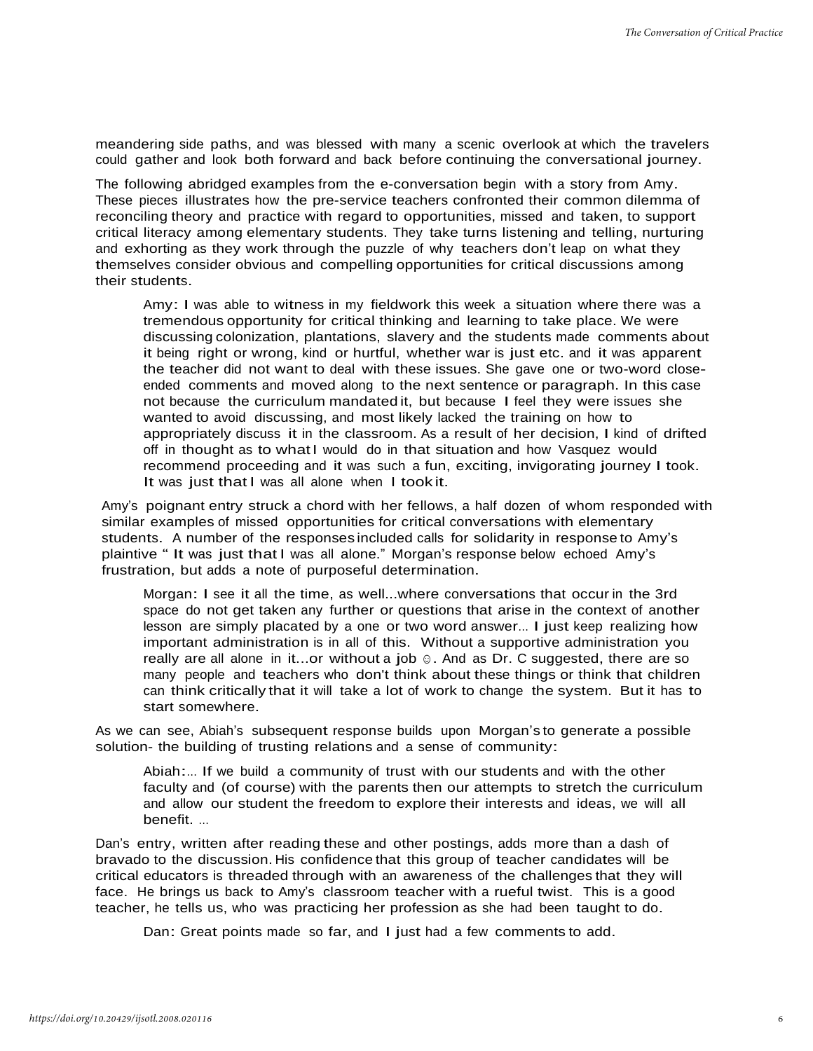meandering side paths, and was blessed with many a scenic overlook at which the travelers could gather and look both forward and back before continuing the conversational journey.

The following abridged examples from the e-conversation begin with a story from Amy. These pieces illustrates how the pre-service teachers confronted their common dilemma of reconciling theory and practice with regard to opportunities, missed and taken, to support critical literacy among elementary students. They take turns listening and telling, nurturing and exhorting as they work through the puzzle of why teachers don't leap on what they themselves consider obvious and compelling opportunities for critical discussions among their students.

> Amy: I was able to witness in my fieldwork this week a situation where there was a tremendous opportunity for critical thinking and learning to take place. We were discussing colonization, plantations, slavery and the students made comments about it being right or wrong, kind or hurtful, whether war is just etc. and it was apparent the teacher did not want to deal with these issues. She gave one or two-word close-ended comments and moved along to the next sentence or paragraph. In this case not because the curriculum mandated it, but because I feel they were issues she wanted to avoid discussing, and most likely lacked the training on how to appropriately discuss it in the classroom. As a result of her decision, I kind of drifted off in thought as to what I would do in that situation and how Vasquez would recommend proceeding and it was such a fun, exciting, invigorating journey I took. It was just that I was all alone when I took it.

Amy's poignant entry struck a chord with her fellows, a half dozen of whom responded with similar examples of missed opportunities for critical conversations with elementary students. A number of the responses included calls for solidarity in response to Amy's plaintive " It was just that I was all alone." Morgan's response below echoed Amy's frustration, but adds a note of purposeful determination.

> Morgan: I see it all the time, as well...where conversations that occur in the 3rd space do not get taken any further or questions that arise in the context of another lesson are simply placated by a one or two word answer... I just keep realizing how important administration is in all of this. Without a supportive administration you really are all alone in it...or without a job ☺. And as Dr. C suggested, there are so many people and teachers who don't think about these things or think that children can think critically that it will take a lot of work to change the system. But it has to start somewhere.

As we can see, Abiah's subsequent response builds upon Morgan's to generate a possible solution- the building of trusting relations and a sense of community:

> Abiah:... If we build a community of trust with our students and with the other faculty and (of course) with the parents then our attempts to stretch the curriculum and allow our student the freedom to explore their interests and ideas, we will all benefit. ...

Dan's entry, written after reading these and other postings, adds more than a dash of bravado to the discussion. His confidence that this group of teacher candidates will be critical educators is threaded through with an awareness of the challenges that they will face. He brings us back to Amy's classroom teacher with a rueful twist. This is a good teacher, he tells us, who was practicing her profession as she had been taught to do.

> Dan: Great points made so far, and I just had a few comments to add.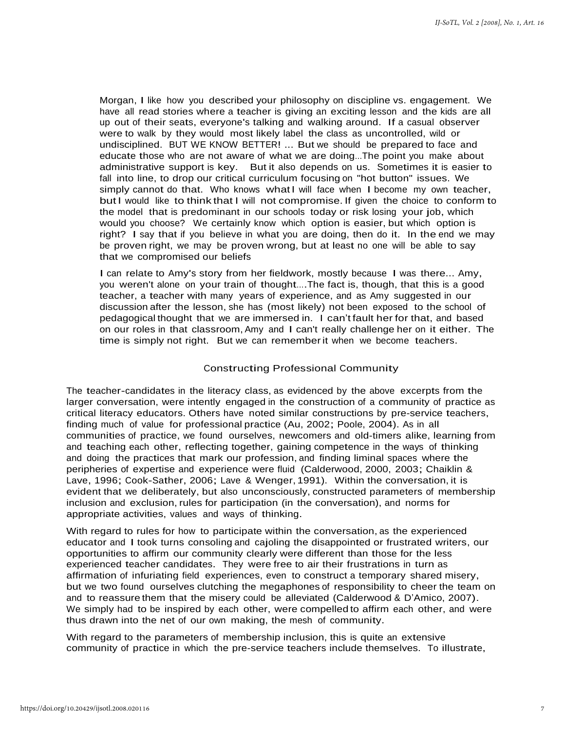> Morgan, I like how you described your philosophy on discipline vs. engagement. We have all read stories where a teacher is giving an exciting lesson and the kids are all up out of their seats, everyone's talking and walking around. If a casual observer were to walk by they would most likely label the class as uncontrolled, wild or undisciplined. BUT WE KNOW BETTER! ... But we should be prepared to face and educate those who are not aware of what we are doing...The point you make about administrative support is key. But it also depends on us. Sometimes it is easier to fall into line, to drop our critical curriculum focusing on "hot button" issues. We simply cannot do that. Who knows what I will face when I become my own teacher, but I would like to think that I will not compromise. If given the choice to conform to the model that is predominant in our schools today or risk losing your job, which would you choose? We certainly know which option is easier, but which option is right? I say that if you believe in what you are doing, then do it. In the end we may be proven right, we may be proven wrong, but at least no one will be able to say that we compromised our beliefs

> I can relate to Amy's story from her fieldwork, mostly because I was there... Amy, you weren't alone on your train of thought....The fact is, though, that this is a good teacher, a teacher with many years of experience, and as Amy suggested in our discussion after the lesson, she has (most likely) not been exposed to the school of pedagogical thought that we are immersed in. I can't fault her for that, and based on our roles in that classroom, Amy and I can't really challenge her on it either. The time is simply not right. But we can remember it when we become teachers.

## Constructing Professional Community

The teacher-candidates in the literacy class, as evidenced by the above excerpts from the larger conversation, were intently engaged in the construction of a community of practice as critical literacy educators. Others have noted similar constructions by pre-service teachers, finding much of value for professional practice (Au, 2002; Poole, 2004). As in all communities of practice, we found ourselves, newcomers and old-timers alike, learning from and teaching each other, reflecting together, gaining competence in the ways of thinking and doing the practices that mark our profession, and finding liminal spaces where the peripheries of expertise and experience were fluid (Calderwood, 2000, 2003; Chaiklin & Lave, 1996; Cook-Sather, 2006; Lave & Wenger, 1991). Within the conversation, it is evident that we deliberately, but also unconsciously, constructed parameters of membership inclusion and exclusion, rules for participation (in the conversation), and norms for appropriate activities, values and ways of thinking.

With regard to rules for how to participate within the conversation, as the experienced educator and I took turns consoling and cajoling the disappointed or frustrated writers, our opportunities to affirm our community clearly were different than those for the less experienced teacher candidates. They were free to air their frustrations in turn as affirmation of infuriating field experiences, even to construct a temporary shared misery, but we two found ourselves clutching the megaphones of responsibility to cheer the team on and to reassure them that the misery could be alleviated (Calderwood & D'Amico, 2007). We simply had to be inspired by each other, were compelled to affirm each other, and were thus drawn into the net of our own making, the mesh of community.

With regard to the parameters of membership inclusion, this is quite an extensive community of practice in which the pre-service teachers include themselves. To illustrate,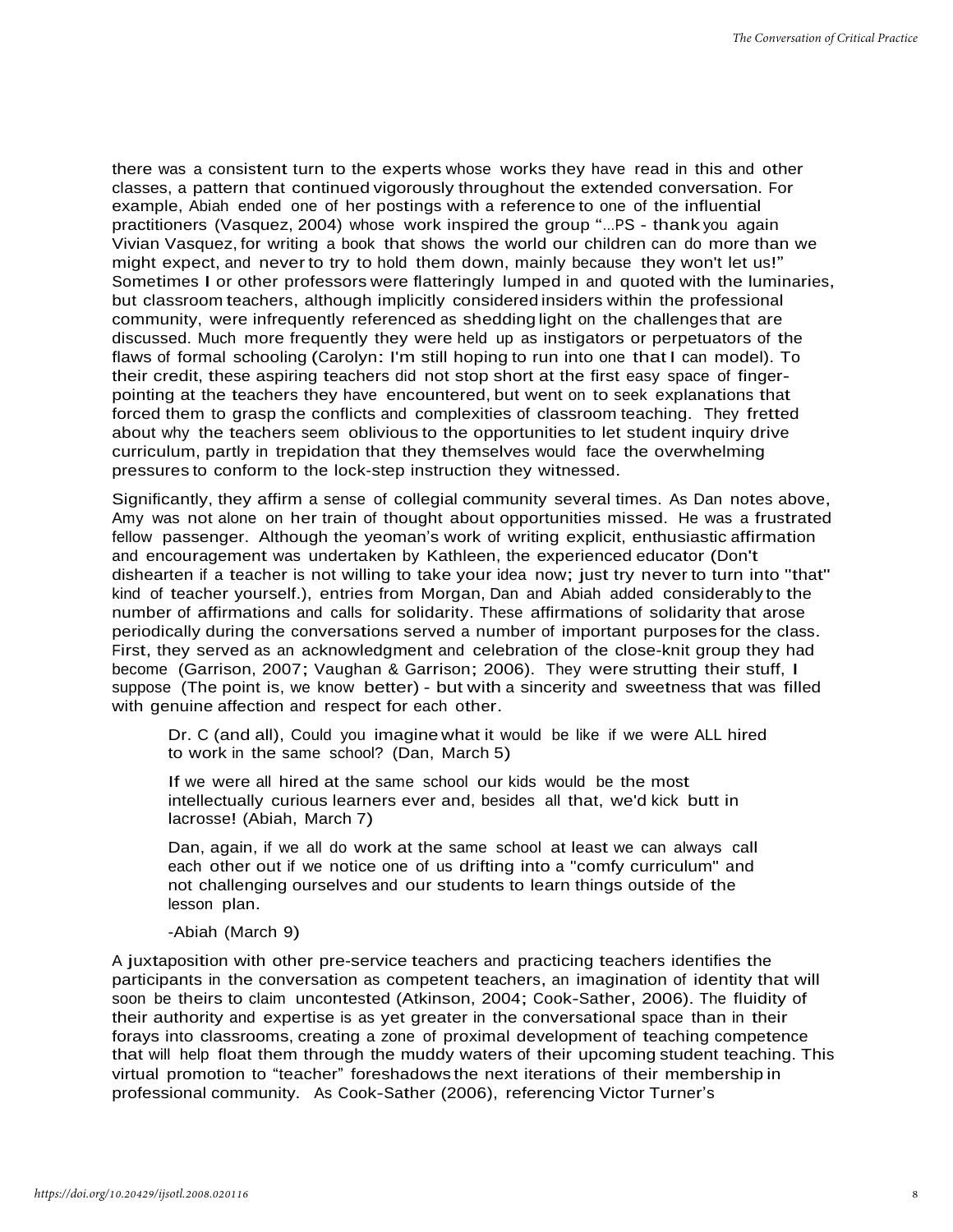there was a consistent turn to the experts whose works they have read in this and other classes, a pattern that continued vigorously throughout the extended conversation. For example, Abiah ended one of her postings with a reference to one of the influential practitioners (Vasquez, 2004) whose work inspired the group "...PS - thank you again Vivian Vasquez, for writing a book that shows the world our children can do more than we might expect, and never to try to hold them down, mainly because they won't let us!" Sometimes I or other professors were flatteringly lumped in and quoted with the luminaries, but classroom teachers, although implicitly considered insiders within the professional community, were infrequently referenced as shedding light on the challenges that are discussed. Much more frequently they were held up as instigators or perpetuators of the flaws of formal schooling (Carolyn: I'm still hoping to run into one that I can model). To their credit, these aspiring teachers did not stop short at the first easy space of finger-pointing at the teachers they have encountered, but went on to seek explanations that forced them to grasp the conflicts and complexities of classroom teaching. They fretted about why the teachers seem oblivious to the opportunities to let student inquiry drive curriculum, partly in trepidation that they themselves would face the overwhelming pressures to conform to the lock-step instruction they witnessed.

Significantly, they affirm a sense of collegial community several times. As Dan notes above, Amy was not alone on her train of thought about opportunities missed. He was a frustrated fellow passenger. Although the yeoman's work of writing explicit, enthusiastic affirmation and encouragement was undertaken by Kathleen, the experienced educator (Don't dishearten if a teacher is not willing to take your idea now; just try never to turn into "that" kind of teacher yourself.), entries from Morgan, Dan and Abiah added considerably to the number of affirmations and calls for solidarity. These affirmations of solidarity that arose periodically during the conversations served a number of important purposes for the class. First, they served as an acknowledgment and celebration of the close-knit group they had become (Garrison, 2007; Vaughan & Garrison; 2006). They were strutting their stuff, I suppose (The point is, we know better) - but with a sincerity and sweetness that was filled with genuine affection and respect for each other.

> Dr. C (and all), Could you imagine what it would be like if we were ALL hired to work in the same school? (Dan, March 5)
>
> If we were all hired at the same school our kids would be the most intellectually curious learners ever and, besides all that, we'd kick butt in lacrosse! (Abiah, March 7)
>
> Dan, again, if we all do work at the same school at least we can always call each other out if we notice one of us drifting into a "comfy curriculum" and not challenging ourselves and our students to learn things outside of the lesson plan.
>
> -Abiah (March 9)

A juxtaposition with other pre-service teachers and practicing teachers identifies the participants in the conversation as competent teachers, an imagination of identity that will soon be theirs to claim uncontested (Atkinson, 2004; Cook-Sather, 2006). The fluidity of their authority and expertise is as yet greater in the conversational space than in their forays into classrooms, creating a zone of proximal development of teaching competence that will help float them through the muddy waters of their upcoming student teaching. This virtual promotion to "teacher" foreshadows the next iterations of their membership in professional community. As Cook-Sather (2006), referencing Victor Turner's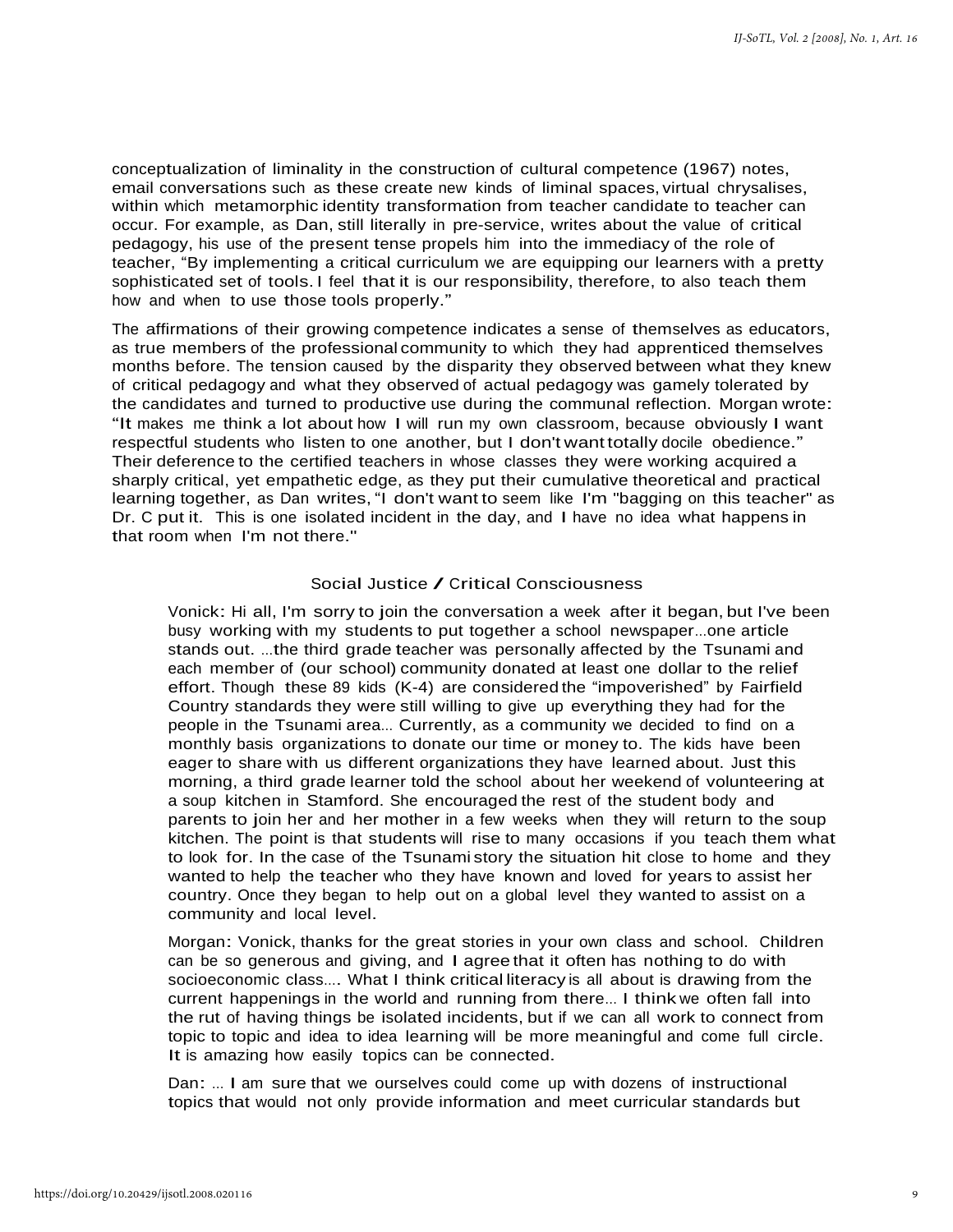conceptualization of liminality in the construction of cultural competence (1967) notes, email conversations such as these create new kinds of liminal spaces, virtual chrysalises, within which metamorphic identity transformation from teacher candidate to teacher can occur. For example, as Dan, still literally in pre-service, writes about the value of critical pedagogy, his use of the present tense propels him into the immediacy of the role of teacher, "By implementing a critical curriculum we are equipping our learners with a pretty sophisticated set of tools. I feel that it is our responsibility, therefore, to also teach them how and when to use those tools properly."

The affirmations of their growing competence indicates a sense of themselves as educators, as true members of the professional community to which they had apprenticed themselves months before. The tension caused by the disparity they observed between what they knew of critical pedagogy and what they observed of actual pedagogy was gamely tolerated by the candidates and turned to productive use during the communal reflection. Morgan wrote: "It makes me think a lot about how I will run my own classroom, because obviously I want respectful students who listen to one another, but I don't want totally docile obedience." Their deference to the certified teachers in whose classes they were working acquired a sharply critical, yet empathetic edge, as they put their cumulative theoretical and practical learning together, as Dan writes, "I don't want to seem like I'm "bagging on this teacher" as Dr. C put it. This is one isolated incident in the day, and I have no idea what happens in that room when I'm not there."

### Social Justice / Critical Consciousness

> Vonick: Hi all, I'm sorry to join the conversation a week after it began, but I've been busy working with my students to put together a school newspaper...one article stands out. ...the third grade teacher was personally affected by the Tsunami and each member of (our school) community donated at least one dollar to the relief effort. Though these 89 kids (K-4) are considered the "impoverished" by Fairfield Country standards they were still willing to give up everything they had for the people in the Tsunami area... Currently, as a community we decided to find on a monthly basis organizations to donate our time or money to. The kids have been eager to share with us different organizations they have learned about. Just this morning, a third grade learner told the school about her weekend of volunteering at a soup kitchen in Stamford. She encouraged the rest of the student body and parents to join her and her mother in a few weeks when they will return to the soup kitchen. The point is that students will rise to many occasions if you teach them what to look for. In the case of the Tsunami story the situation hit close to home and they wanted to help the teacher who they have known and loved for years to assist her country. Once they began to help out on a global level they wanted to assist on a community and local level.

> Morgan: Vonick, thanks for the great stories in your own class and school. Children can be so generous and giving, and I agree that it often has nothing to do with socioeconomic class.... What I think critical literacy is all about is drawing from the current happenings in the world and running from there... I think we often fall into the rut of having things be isolated incidents, but if we can all work to connect from topic to topic and idea to idea learning will be more meaningful and come full circle. It is amazing how easily topics can be connected.

> Dan: ... I am sure that we ourselves could come up with dozens of instructional topics that would not only provide information and meet curricular standards but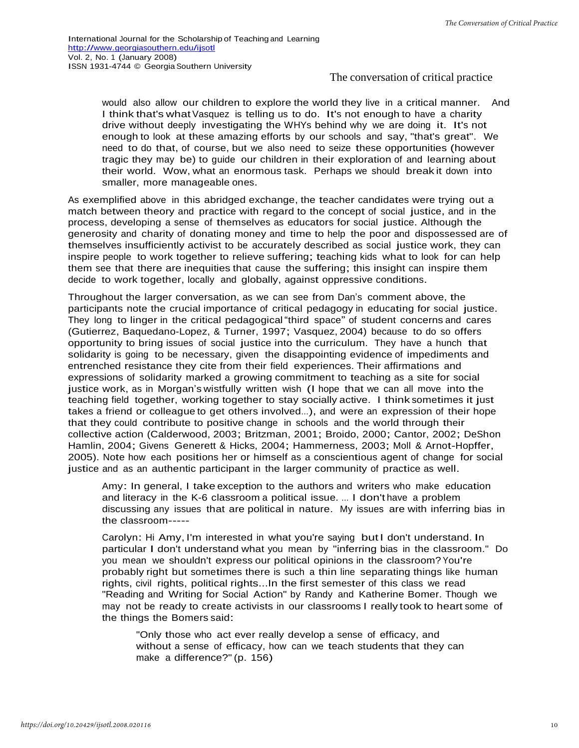> would also allow our children to explore the world they live in a critical manner. And I think that's what Vasquez is telling us to do. It's not enough to have a charity drive without deeply investigating the WHYs behind why we are doing it. It's not enough to look at these amazing efforts by our schools and say, "that's great". We need to do that, of course, but we also need to seize these opportunities (however tragic they may be) to guide our children in their exploration of and learning about their world. Wow, what an enormous task. Perhaps we should break it down into smaller, more manageable ones.

As exemplified above in this abridged exchange, the teacher candidates were trying out a match between theory and practice with regard to the concept of social justice, and in the process, developing a sense of themselves as educators for social justice. Although the generosity and charity of donating money and time to help the poor and dispossessed are of themselves insufficiently activist to be accurately described as social justice work, they can inspire people to work together to relieve suffering; teaching kids what to look for can help them see that there are inequities that cause the suffering; this insight can inspire them decide to work together, locally and globally, against oppressive conditions.

Throughout the larger conversation, as we can see from Dan's comment above, the participants note the crucial importance of critical pedagogy in educating for social justice. They long to linger in the critical pedagogical "third space" of student concerns and cares (Gutierrez, Baquedano-Lopez, & Turner, 1997; Vasquez, 2004) because to do so offers opportunity to bring issues of social justice into the curriculum. They have a hunch that solidarity is going to be necessary, given the disappointing evidence of impediments and entrenched resistance they cite from their field experiences. Their affirmations and expressions of solidarity marked a growing commitment to teaching as a site for social justice work, as in Morgan's wistfully written wish (I hope that we can all move into the teaching field together, working together to stay socially active. I think sometimes it just takes a friend or colleague to get others involved...), and were an expression of their hope that they could contribute to positive change in schools and the world through their collective action (Calderwood, 2003; Britzman, 2001; Broido, 2000; Cantor, 2002; DeShon Hamlin, 2004; Givens Generett & Hicks, 2004; Hammerness, 2003; Moll & Arnot-Hopffer, 2005). Note how each positions her or himself as a conscientious agent of change for social justice and as an authentic participant in the larger community of practice as well.

> Amy: In general, I take exception to the authors and writers who make education and literacy in the K-6 classroom a political issue. ... I don't have a problem discussing any issues that are political in nature. My issues are with inferring bias in the classroom-----
>
> Carolyn: Hi Amy, I'm interested in what you're saying but I don't understand. In particular I don't understand what you mean by "inferring bias in the classroom." Do you mean we shouldn't express our political opinions in the classroom? You're probably right but sometimes there is such a thin line separating things like human rights, civil rights, political rights...In the first semester of this class we read "Reading and Writing for Social Action" by Randy and Katherine Bomer. Though we may not be ready to create activists in our classrooms I really took to heart some of the things the Bomers said:
>
>> "Only those who act ever really develop a sense of efficacy, and without a sense of efficacy, how can we teach students that they can make a difference?" (p. 156)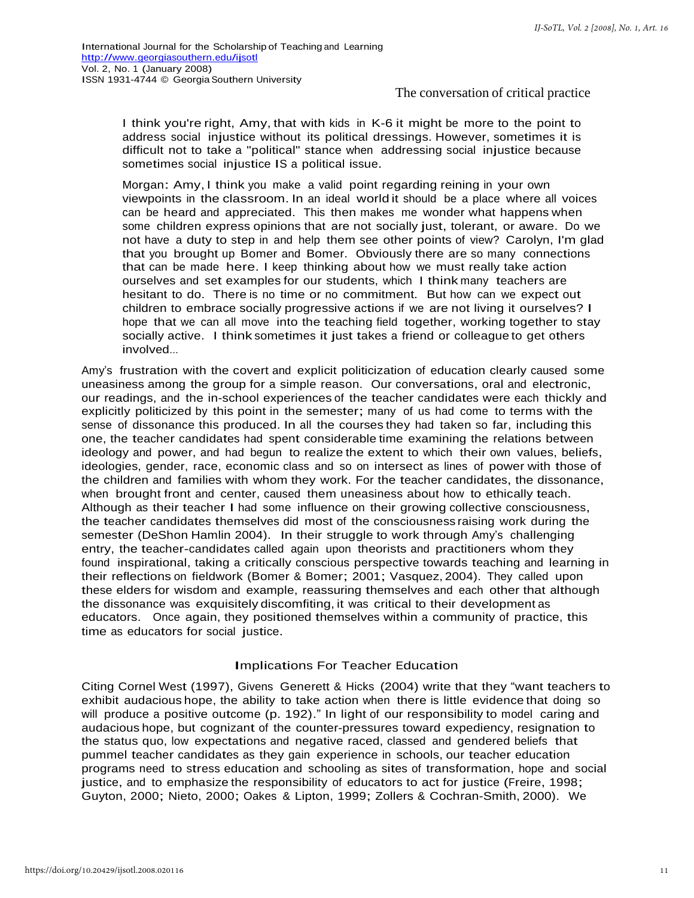> I think you're right, Amy, that with kids in K-6 it might be more to the point to address social injustice without its political dressings. However, sometimes it is difficult not to take a "political" stance when addressing social injustice because sometimes social injustice IS a political issue.

> Morgan: Amy, I think you make a valid point regarding reining in your own viewpoints in the classroom. In an ideal world it should be a place where all voices can be heard and appreciated. This then makes me wonder what happens when some children express opinions that are not socially just, tolerant, or aware. Do we not have a duty to step in and help them see other points of view? Carolyn, I'm glad that you brought up Bomer and Bomer. Obviously there are so many connections that can be made here. I keep thinking about how we must really take action ourselves and set examples for our students, which I think many teachers are hesitant to do. There is no time or no commitment. But how can we expect out children to embrace socially progressive actions if we are not living it ourselves? I hope that we can all move into the teaching field together, working together to stay socially active. I think sometimes it just takes a friend or colleague to get others involved...

Amy's frustration with the covert and explicit politicization of education clearly caused some uneasiness among the group for a simple reason. Our conversations, oral and electronic, our readings, and the in-school experiences of the teacher candidates were each thickly and explicitly politicized by this point in the semester; many of us had come to terms with the sense of dissonance this produced. In all the courses they had taken so far, including this one, the teacher candidates had spent considerable time examining the relations between ideology and power, and had begun to realize the extent to which their own values, beliefs, ideologies, gender, race, economic class and so on intersect as lines of power with those of the children and families with whom they work. For the teacher candidates, the dissonance, when brought front and center, caused them uneasiness about how to ethically teach. Although as their teacher I had some influence on their growing collective consciousness, the teacher candidates themselves did most of the consciousness raising work during the semester (DeShon Hamlin 2004). In their struggle to work through Amy's challenging entry, the teacher-candidates called again upon theorists and practitioners whom they found inspirational, taking a critically conscious perspective towards teaching and learning in their reflections on fieldwork (Bomer & Bomer; 2001; Vasquez, 2004). They called upon these elders for wisdom and example, reassuring themselves and each other that although the dissonance was exquisitely discomfiting, it was critical to their development as educators. Once again, they positioned themselves within a community of practice, this time as educators for social justice.

## Implications For Teacher Education

Citing Cornel West (1997), Givens Generett & Hicks (2004) write that they "want teachers to exhibit audacious hope, the ability to take action when there is little evidence that doing so will produce a positive outcome (p. 192)." In light of our responsibility to model caring and audacious hope, but cognizant of the counter-pressures toward expediency, resignation to the status quo, low expectations and negative raced, classed and gendered beliefs that pummel teacher candidates as they gain experience in schools, our teacher education programs need to stress education and schooling as sites of transformation, hope and social justice, and to emphasize the responsibility of educators to act for justice (Freire, 1998; Guyton, 2000; Nieto, 2000; Oakes & Lipton, 1999; Zollers & Cochran-Smith, 2000). We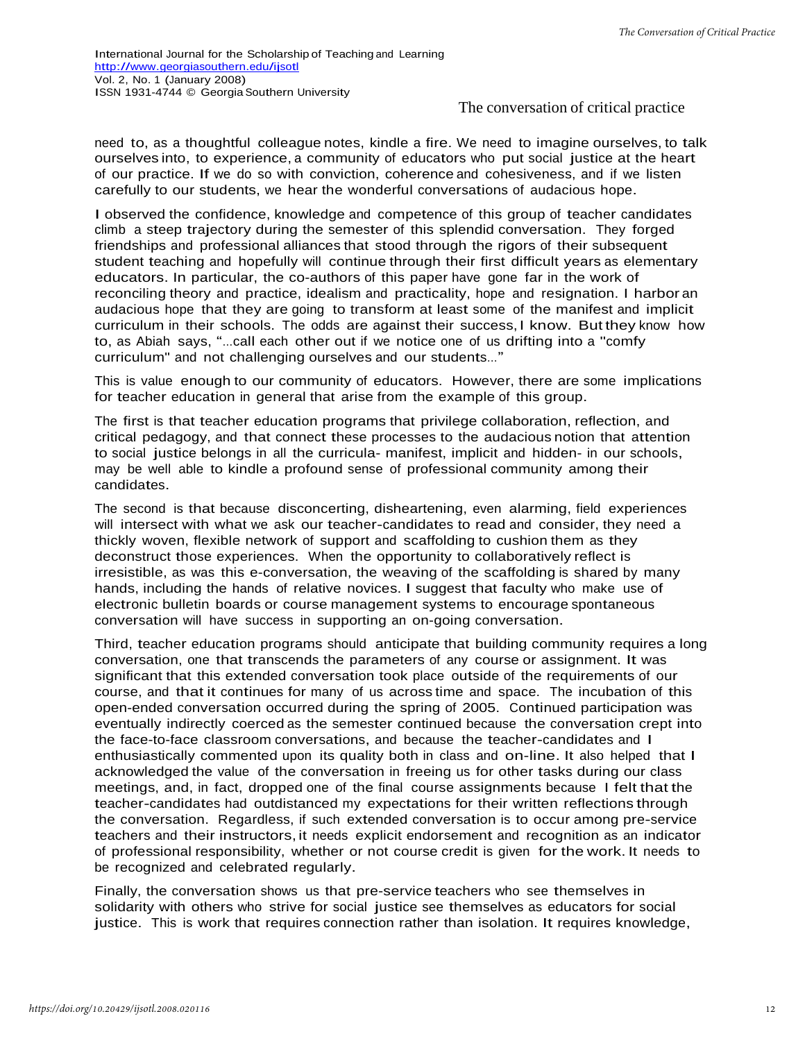need to, as a thoughtful colleague notes, kindle a fire. We need to imagine ourselves, to talk ourselves into, to experience, a community of educators who put social justice at the heart of our practice. If we do so with conviction, coherence and cohesiveness, and if we listen carefully to our students, we hear the wonderful conversations of audacious hope.

I observed the confidence, knowledge and competence of this group of teacher candidates climb a steep trajectory during the semester of this splendid conversation. They forged friendships and professional alliances that stood through the rigors of their subsequent student teaching and hopefully will continue through their first difficult years as elementary educators. In particular, the co-authors of this paper have gone far in the work of reconciling theory and practice, idealism and practicality, hope and resignation. I harbor an audacious hope that they are going to transform at least some of the manifest and implicit curriculum in their schools. The odds are against their success, I know. But they know how to, as Abiah says, "...call each other out if we notice one of us drifting into a "comfy curriculum" and not challenging ourselves and our students..."

This is value enough to our community of educators. However, there are some implications for teacher education in general that arise from the example of this group.

The first is that teacher education programs that privilege collaboration, reflection, and critical pedagogy, and that connect these processes to the audacious notion that attention to social justice belongs in all the curricula- manifest, implicit and hidden- in our schools, may be well able to kindle a profound sense of professional community among their candidates.

The second is that because disconcerting, disheartening, even alarming, field experiences will intersect with what we ask our teacher-candidates to read and consider, they need a thickly woven, flexible network of support and scaffolding to cushion them as they deconstruct those experiences. When the opportunity to collaboratively reflect is irresistible, as was this e-conversation, the weaving of the scaffolding is shared by many hands, including the hands of relative novices. I suggest that faculty who make use of electronic bulletin boards or course management systems to encourage spontaneous conversation will have success in supporting an on-going conversation.

Third, teacher education programs should anticipate that building community requires a long conversation, one that transcends the parameters of any course or assignment. It was significant that this extended conversation took place outside of the requirements of our course, and that it continues for many of us across time and space. The incubation of this open-ended conversation occurred during the spring of 2005. Continued participation was eventually indirectly coerced as the semester continued because the conversation crept into the face-to-face classroom conversations, and because the teacher-candidates and I enthusiastically commented upon its quality both in class and on-line. It also helped that I acknowledged the value of the conversation in freeing us for other tasks during our class meetings, and, in fact, dropped one of the final course assignments because I felt that the teacher-candidates had outdistanced my expectations for their written reflections through the conversation. Regardless, if such extended conversation is to occur among pre-service teachers and their instructors, it needs explicit endorsement and recognition as an indicator of professional responsibility, whether or not course credit is given for the work. It needs to be recognized and celebrated regularly.

Finally, the conversation shows us that pre-service teachers who see themselves in solidarity with others who strive for social justice see themselves as educators for social justice. This is work that requires connection rather than isolation. It requires knowledge,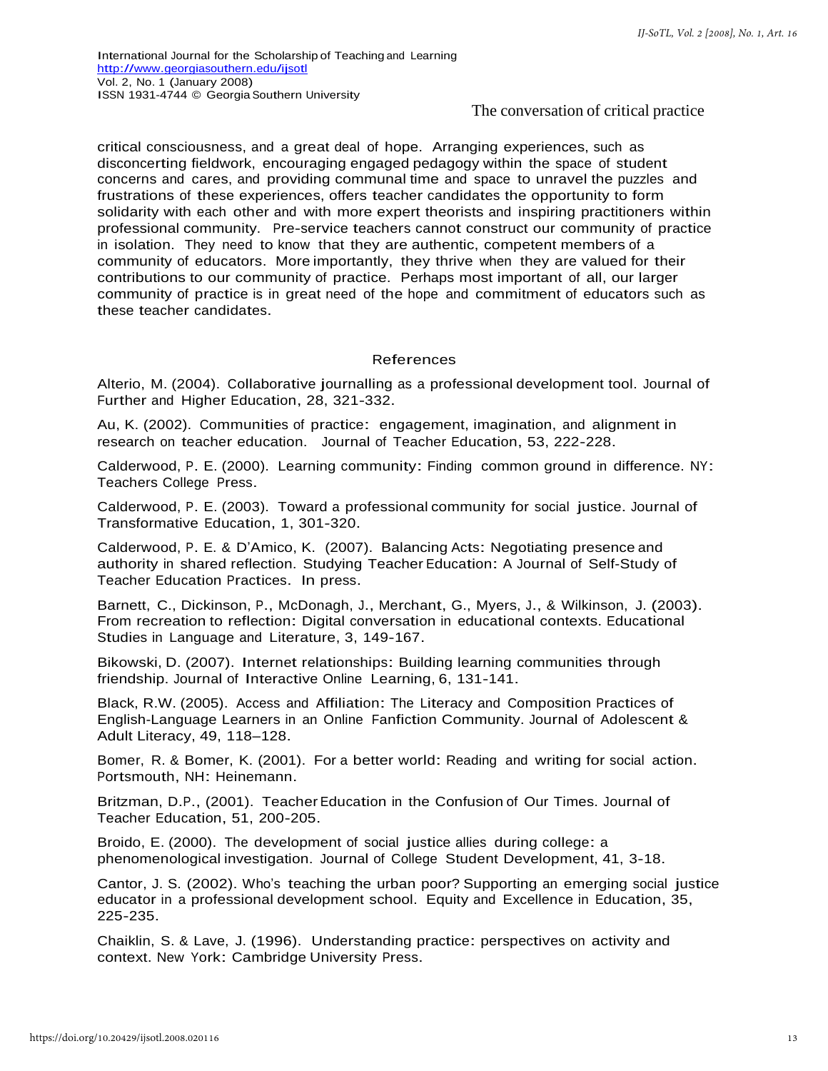critical consciousness, and a great deal of hope. Arranging experiences, such as disconcerting fieldwork, encouraging engaged pedagogy within the space of student concerns and cares, and providing communal time and space to unravel the puzzles and frustrations of these experiences, offers teacher candidates the opportunity to form solidarity with each other and with more expert theorists and inspiring practitioners within professional community. Pre-service teachers cannot construct our community of practice in isolation. They need to know that they are authentic, competent members of a community of educators. More importantly, they thrive when they are valued for their contributions to our community of practice. Perhaps most important of all, our larger community of practice is in great need of the hope and commitment of educators such as these teacher candidates.

## References

Alterio, M. (2004). Collaborative journalling as a professional development tool. Journal of Further and Higher Education, 28, 321-332.

Au, K. (2002). Communities of practice: engagement, imagination, and alignment in research on teacher education. Journal of Teacher Education, 53, 222-228.

Calderwood, P. E. (2000). Learning community: Finding common ground in difference. NY: Teachers College Press.

Calderwood, P. E. (2003). Toward a professional community for social justice. Journal of Transformative Education, 1, 301-320.

Calderwood, P. E. & D'Amico, K. (2007). Balancing Acts: Negotiating presence and authority in shared reflection. Studying Teacher Education: A Journal of Self-Study of Teacher Education Practices. In press.

Barnett, C., Dickinson, P., McDonagh, J., Merchant, G., Myers, J., & Wilkinson, J. (2003). From recreation to reflection: Digital conversation in educational contexts. Educational Studies in Language and Literature, 3, 149-167.

Bikowski, D. (2007). Internet relationships: Building learning communities through friendship. Journal of Interactive Online Learning, 6, 131-141.

Black, R.W. (2005). Access and Affiliation: The Literacy and Composition Practices of English-Language Learners in an Online Fanfiction Community. Journal of Adolescent & Adult Literacy, 49, 118–128.

Bomer, R. & Bomer, K. (2001). For a better world: Reading and writing for social action. Portsmouth, NH: Heinemann.

Britzman, D.P., (2001). Teacher Education in the Confusion of Our Times. Journal of Teacher Education, 51, 200-205.

Broido, E. (2000). The development of social justice allies during college: a phenomenological investigation. Journal of College Student Development, 41, 3-18.

Cantor, J. S. (2002). Who's teaching the urban poor? Supporting an emerging social justice educator in a professional development school. Equity and Excellence in Education, 35, 225-235.

Chaiklin, S. & Lave, J. (1996). Understanding practice: perspectives on activity and context. New York: Cambridge University Press.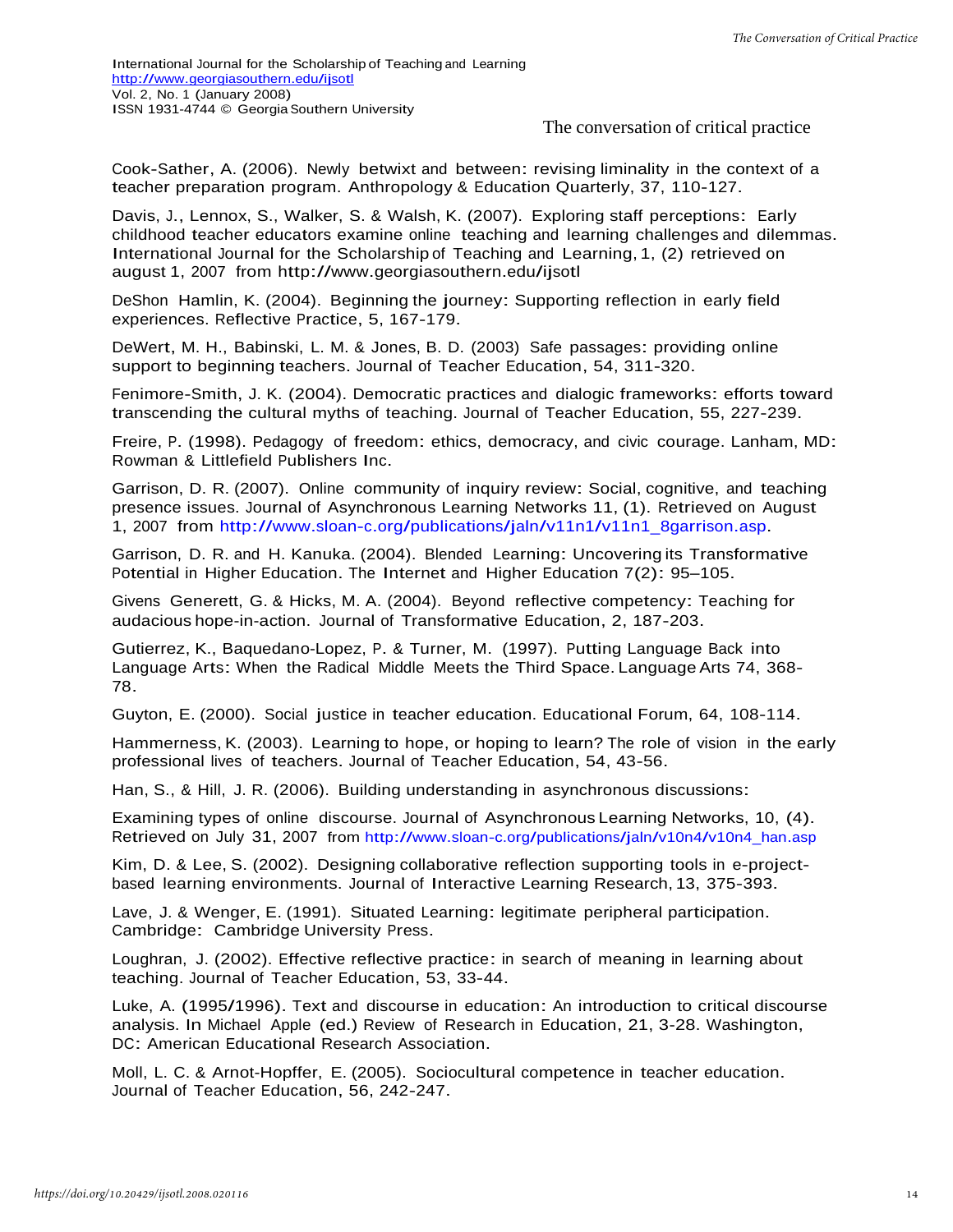Cook-Sather, A. (2006). Newly betwixt and between: revising liminality in the context of a teacher preparation program. Anthropology & Education Quarterly, 37, 110-127.

Davis, J., Lennox, S., Walker, S. & Walsh, K. (2007). Exploring staff perceptions: Early childhood teacher educators examine online teaching and learning challenges and dilemmas. International Journal for the Scholarship of Teaching and Learning, 1, (2) retrieved on august 1, 2007 from http://www.georgiasouthern.edu/ijsotl

DeShon Hamlin, K. (2004). Beginning the journey: Supporting reflection in early field experiences. Reflective Practice, 5, 167-179.

DeWert, M. H., Babinski, L. M. & Jones, B. D. (2003) Safe passages: providing online support to beginning teachers. Journal of Teacher Education, 54, 311-320.

Fenimore-Smith, J. K. (2004). Democratic practices and dialogic frameworks: efforts toward transcending the cultural myths of teaching. Journal of Teacher Education, 55, 227-239.

Freire, P. (1998). Pedagogy of freedom: ethics, democracy, and civic courage. Lanham, MD: Rowman & Littlefield Publishers Inc.

Garrison, D. R. (2007). Online community of inquiry review: Social, cognitive, and teaching presence issues. Journal of Asynchronous Learning Networks 11, (1). Retrieved on August 1, 2007 from http://www.sloan-c.org/publications/jaln/v11n1/v11n1_8garrison.asp.

Garrison, D. R. and H. Kanuka. (2004). Blended Learning: Uncovering its Transformative Potential in Higher Education. The Internet and Higher Education 7(2): 95–105.

Givens Generett, G. & Hicks, M. A. (2004). Beyond reflective competency: Teaching for audacious hope-in-action. Journal of Transformative Education, 2, 187-203.

Gutierrez, K., Baquedano-Lopez, P. & Turner, M. (1997). Putting Language Back into Language Arts: When the Radical Middle Meets the Third Space. Language Arts 74, 368-78.

Guyton, E. (2000). Social justice in teacher education. Educational Forum, 64, 108-114.

Hammerness, K. (2003). Learning to hope, or hoping to learn? The role of vision in the early professional lives of teachers. Journal of Teacher Education, 54, 43-56.

Han, S., & Hill, J. R. (2006). Building understanding in asynchronous discussions: Examining types of online discourse. Journal of Asynchronous Learning Networks, 10, (4). Retrieved on July 31, 2007 from http://www.sloan-c.org/publications/jaln/v10n4/v10n4_han.asp

Kim, D. & Lee, S. (2002). Designing collaborative reflection supporting tools in e-project-based learning environments. Journal of Interactive Learning Research, 13, 375-393.

Lave, J. & Wenger, E. (1991). Situated Learning: legitimate peripheral participation. Cambridge: Cambridge University Press.

Loughran, J. (2002). Effective reflective practice: in search of meaning in learning about teaching. Journal of Teacher Education, 53, 33-44.

Luke, A. (1995/1996). Text and discourse in education: An introduction to critical discourse analysis. In Michael Apple (ed.) Review of Research in Education, 21, 3-28. Washington, DC: American Educational Research Association.

Moll, L. C. & Arnot-Hopffer, E. (2005). Sociocultural competence in teacher education. Journal of Teacher Education, 56, 242-247.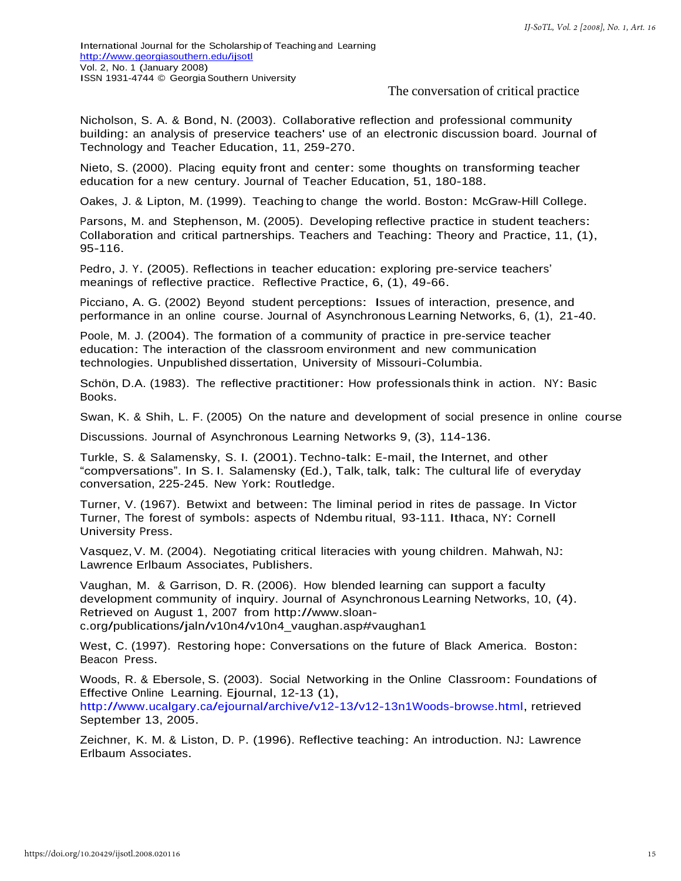Nicholson, S. A. & Bond, N. (2003). Collaborative reflection and professional community building: an analysis of preservice teachers' use of an electronic discussion board. Journal of Technology and Teacher Education, 11, 259-270.

Nieto, S. (2000). Placing equity front and center: some thoughts on transforming teacher education for a new century. Journal of Teacher Education, 51, 180-188.

Oakes, J. & Lipton, M. (1999). Teaching to change the world. Boston: McGraw-Hill College.

Parsons, M. and Stephenson, M. (2005). Developing reflective practice in student teachers: Collaboration and critical partnerships. Teachers and Teaching: Theory and Practice, 11, (1), 95-116.

Pedro, J. Y. (2005). Reflections in teacher education: exploring pre-service teachers' meanings of reflective practice. Reflective Practice, 6, (1), 49-66.

Picciano, A. G. (2002) Beyond student perceptions: Issues of interaction, presence, and performance in an online course. Journal of Asynchronous Learning Networks, 6, (1), 21-40.

Poole, M. J. (2004). The formation of a community of practice in pre-service teacher education: The interaction of the classroom environment and new communication technologies. Unpublished dissertation, University of Missouri-Columbia.

Schön, D.A. (1983). The reflective practitioner: How professionals think in action. NY: Basic Books.

Swan, K. & Shih, L. F. (2005) On the nature and development of social presence in online course

Discussions. Journal of Asynchronous Learning Networks 9, (3), 114-136.

Turkle, S. & Salamensky, S. I. (2001). Techno-talk: E-mail, the Internet, and other "compversations". In S. I. Salamensky (Ed.), Talk, talk, talk: The cultural life of everyday conversation, 225-245. New York: Routledge.

Turner, V. (1967). Betwixt and between: The liminal period in rites de passage. In Victor Turner, The forest of symbols: aspects of Ndembu ritual, 93-111. Ithaca, NY: Cornell University Press.

Vasquez, V. M. (2004). Negotiating critical literacies with young children. Mahwah, NJ: Lawrence Erlbaum Associates, Publishers.

Vaughan, M. & Garrison, D. R. (2006). How blended learning can support a faculty development community of inquiry. Journal of Asynchronous Learning Networks, 10, (4). Retrieved on August 1, 2007 from http://www.sloan-c.org/publications/jaln/v10n4/v10n4_vaughan.asp#vaughan1

West, C. (1997). Restoring hope: Conversations on the future of Black America. Boston: Beacon Press.

Woods, R. & Ebersole, S. (2003). Social Networking in the Online Classroom: Foundations of Effective Online Learning. Ejournal, 12-13 (1), http://www.ucalgary.ca/ejournal/archive/v12-13/v12-13n1Woods-browse.html, retrieved September 13, 2005.

Zeichner, K. M. & Liston, D. P. (1996). Reflective teaching: An introduction. NJ: Lawrence Erlbaum Associates.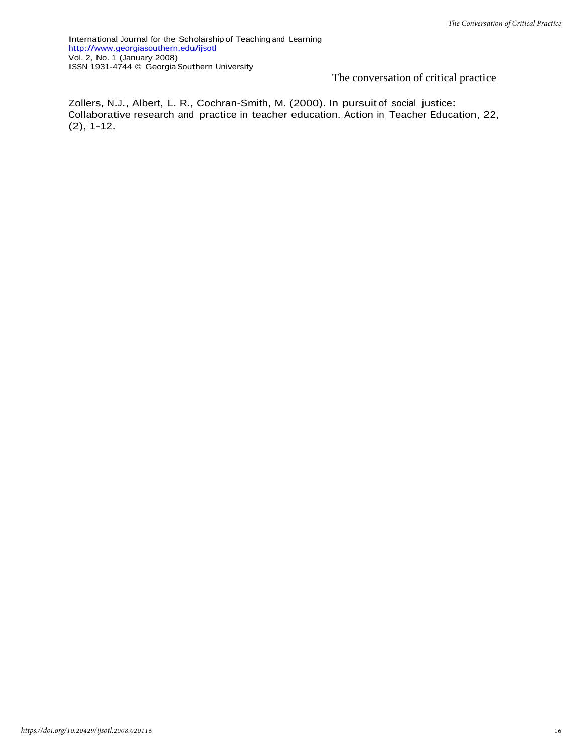Zollers, N.J., Albert, L. R., Cochran-Smith, M. (2000). In pursuit of social justice: Collaborative research and practice in teacher education. Action in Teacher Education, 22, (2), 1-12.